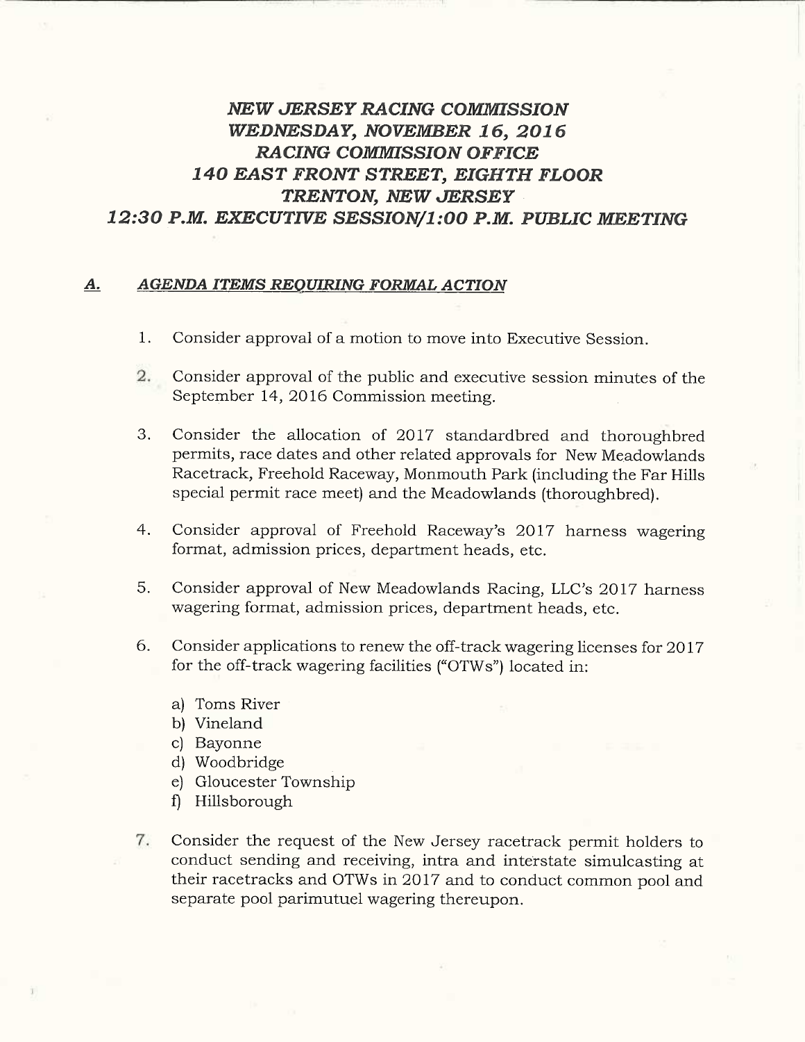# *NEW JERSEY RACING COMMISSION*
# *WEDNESDAY, NOVEMBER 16, 2016*
# *RACING COMMISSION OFFICE*
# *140 EAST FRONT STREET, EIGHTH FLOOR*
# *TRENTON, NEW JERSEY*
# *12:30 P.M. EXECUTIVE SESSION/1:00 P.M. PUBLIC MEETING*

## *A. AGENDA ITEMS REQUIRING FORMAL ACTION*

1. Consider approval of a motion to move into Executive Session.

2. Consider approval of the public and executive session minutes of the September 14, 2016 Commission meeting.

3. Consider the allocation of 2017 standardbred and thoroughbred permits, race dates and other related approvals for New Meadowlands Racetrack, Freehold Raceway, Monmouth Park (including the Far Hills special permit race meet) and the Meadowlands (thoroughbred).

4. Consider approval of Freehold Raceway's 2017 harness wagering format, admission prices, department heads, etc.

5. Consider approval of New Meadowlands Racing, LLC's 2017 harness wagering format, admission prices, department heads, etc.

6. Consider applications to renew the off-track wagering licenses for 2017 for the off-track wagering facilities ("OTWs") located in:

   a) Toms River
   b) Vineland
   c) Bayonne
   d) Woodbridge
   e) Gloucester Township
   f) Hillsborough

7. Consider the request of the New Jersey racetrack permit holders to conduct sending and receiving, intra and interstate simulcasting at their racetracks and OTWs in 2017 and to conduct common pool and separate pool parimutuel wagering thereupon.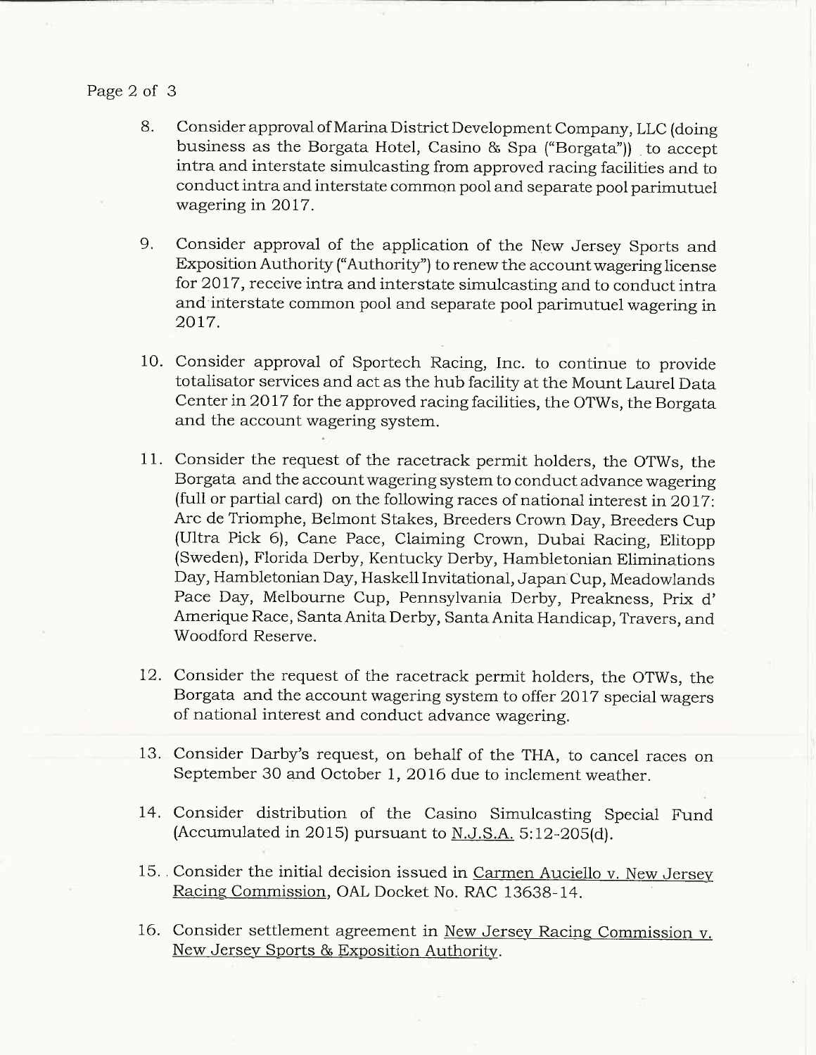8. Consider approval of Marina District Development Company, LLC (doing business as the Borgata Hotel, Casino & Spa ("Borgata")) to accept intra and interstate simulcasting from approved racing facilities and to conduct intra and interstate common pool and separate pool parimutuel wagering in 2017.

9. Consider approval of the application of the New Jersey Sports and Exposition Authority ("Authority") to renew the account wagering license for 2017, receive intra and interstate simulcasting and to conduct intra and interstate common pool and separate pool parimutuel wagering in 2017.

10. Consider approval of Sportech Racing, Inc. to continue to provide totalisator services and act as the hub facility at the Mount Laurel Data Center in 2017 for the approved racing facilities, the OTWs, the Borgata and the account wagering system.

11. Consider the request of the racetrack permit holders, the OTWs, the Borgata and the account wagering system to conduct advance wagering (full or partial card) on the following races of national interest in 2017: Arc de Triomphe, Belmont Stakes, Breeders Crown Day, Breeders Cup (Ultra Pick 6), Cane Pace, Claiming Crown, Dubai Racing, Elitopp (Sweden), Florida Derby, Kentucky Derby, Hambletonian Eliminations Day, Hambletonian Day, Haskell Invitational, Japan Cup, Meadowlands Pace Day, Melbourne Cup, Pennsylvania Derby, Preakness, Prix d' Amerique Race, Santa Anita Derby, Santa Anita Handicap, Travers, and Woodford Reserve.

12. Consider the request of the racetrack permit holders, the OTWs, the Borgata and the account wagering system to offer 2017 special wagers of national interest and conduct advance wagering.

13. Consider Darby's request, on behalf of the THA, to cancel races on September 30 and October 1, 2016 due to inclement weather.

14. Consider distribution of the Casino Simulcasting Special Fund (Accumulated in 2015) pursuant to N.J.S.A. 5:12-205(d).

15. Consider the initial decision issued in Carmen Auciello v. New Jersey Racing Commission, OAL Docket No. RAC 13638-14.

16. Consider settlement agreement in New Jersey Racing Commission v. New Jersey Sports & Exposition Authority.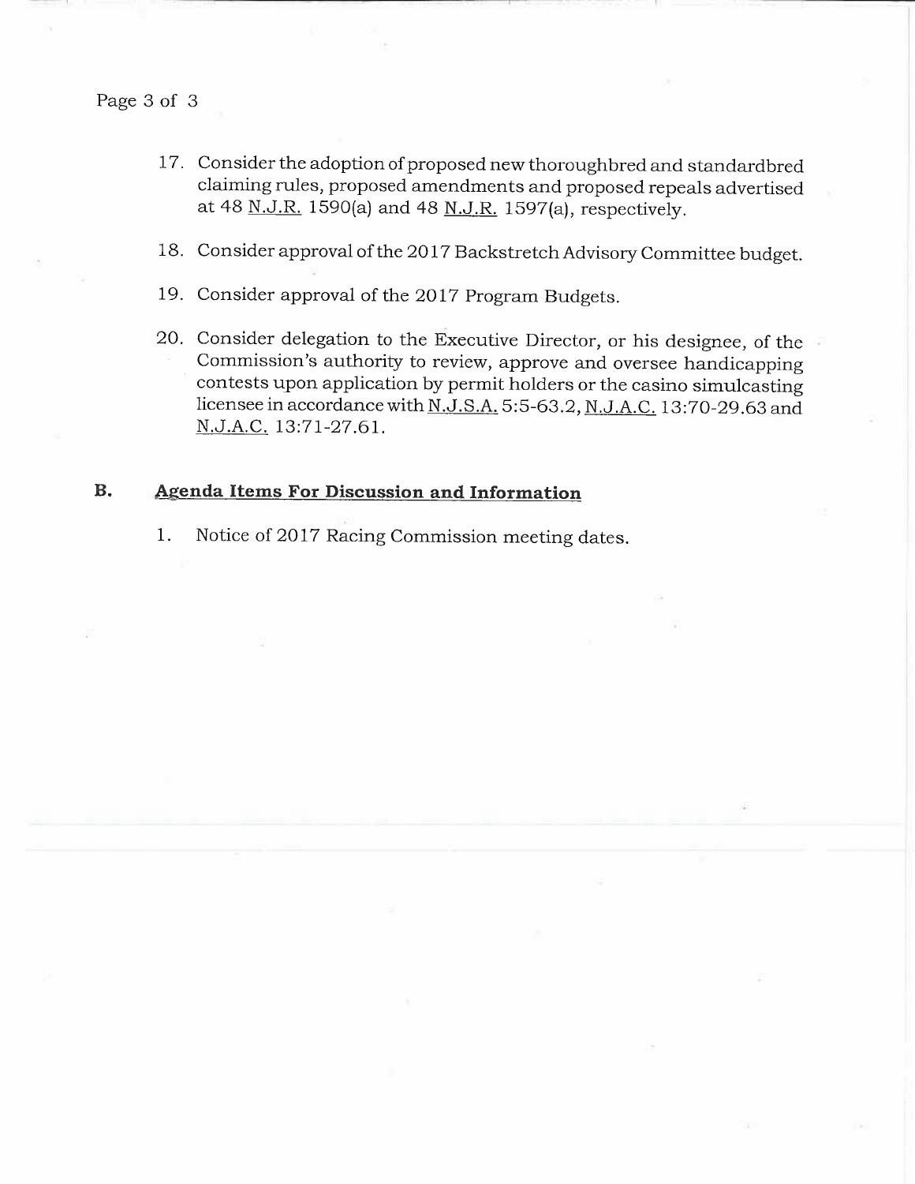17. Consider the adoption of proposed new thoroughbred and standardbred claiming rules, proposed amendments and proposed repeals advertised at 48 N.J.R. 1590(a) and 48 N.J.R. 1597(a), respectively.

18. Consider approval of the 2017 Backstretch Advisory Committee budget.

19. Consider approval of the 2017 Program Budgets.

20. Consider delegation to the Executive Director, or his designee, of the Commission's authority to review, approve and oversee handicapping contests upon application by permit holders or the casino simulcasting licensee in accordance with N.J.S.A. 5:5-63.2, N.J.A.C. 13:70-29.63 and N.J.A.C. 13:71-27.61.

## B. Agenda Items For Discussion and Information

1. Notice of 2017 Racing Commission meeting dates.